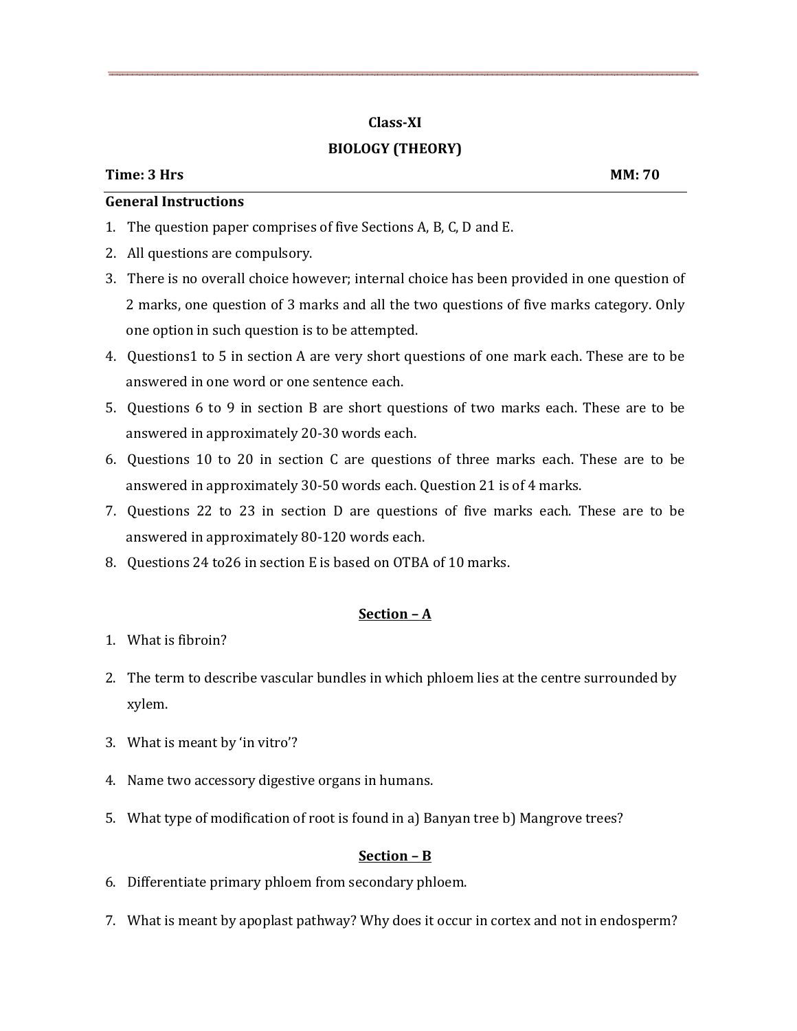**Class-XI**

**BIOLOGY (THEORY)**

**Time: 3 Hrs** **MM: 70**

**General Instructions**

1. The question paper comprises of five Sections A, B, C, D and E.
2. All questions are compulsory.
3. There is no overall choice however; internal choice has been provided in one question of 2 marks, one question of 3 marks and all the two questions of five marks category. Only one option in such question is to be attempted.
4. Questions1 to 5 in section A are very short questions of one mark each. These are to be answered in one word or one sentence each.
5. Questions 6 to 9 in section B are short questions of two marks each. These are to be answered in approximately 20-30 words each.
6. Questions 10 to 20 in section C are questions of three marks each. These are to be answered in approximately 30-50 words each. Question 21 is of 4 marks.
7. Questions 22 to 23 in section D are questions of five marks each. These are to be answered in approximately 80-120 words each.
8. Questions 24 to26 in section E is based on OTBA of 10 marks.

## Section – A

1. What is fibroin?
2. The term to describe vascular bundles in which phloem lies at the centre surrounded by xylem.
3. What is meant by 'in vitro'?
4. Name two accessory digestive organs in humans.
5. What type of modification of root is found in a) Banyan tree b) Mangrove trees?

## Section – B

6. Differentiate primary phloem from secondary phloem.
7. What is meant by apoplast pathway? Why does it occur in cortex and not in endosperm?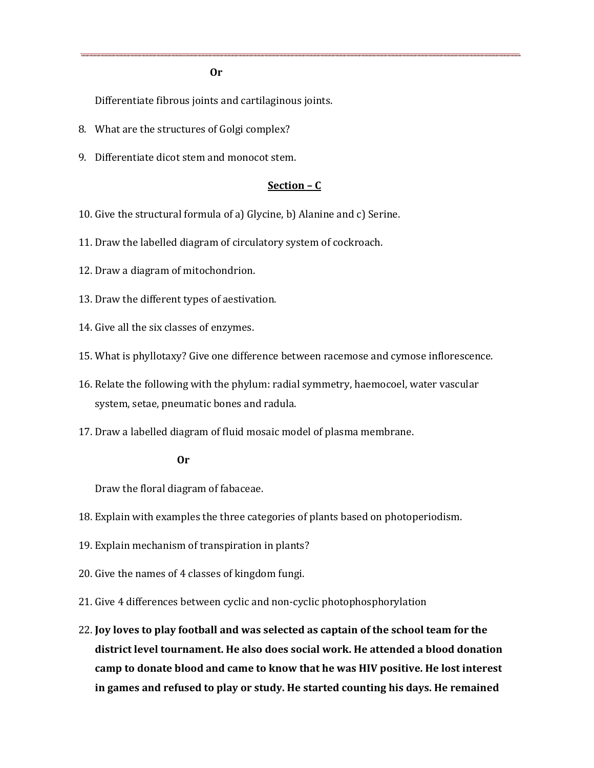**Or**

Differentiate fibrous joints and cartilaginous joints.

8. What are the structures of Golgi complex?
9. Differentiate dicot stem and monocot stem.

## Section – C

10. Give the structural formula of a) Glycine, b) Alanine and c) Serine.
11. Draw the labelled diagram of circulatory system of cockroach.
12. Draw a diagram of mitochondrion.
13. Draw the different types of aestivation.
14. Give all the six classes of enzymes.
15. What is phyllotaxy? Give one difference between racemose and cymose inflorescence.
16. Relate the following with the phylum: radial symmetry, haemocoel, water vascular system, setae, pneumatic bones and radula.
17. Draw a labelled diagram of fluid mosaic model of plasma membrane.

    **Or**

    Draw the floral diagram of fabaceae.
18. Explain with examples the three categories of plants based on photoperiodism.
19. Explain mechanism of transpiration in plants?
20. Give the names of 4 classes of kingdom fungi.
21. Give 4 differences between cyclic and non-cyclic photophosphorylation
22. **Joy loves to play football and was selected as captain of the school team for the district level tournament. He also does social work. He attended a blood donation camp to donate blood and came to know that he was HIV positive. He lost interest in games and refused to play or study. He started counting his days. He remained**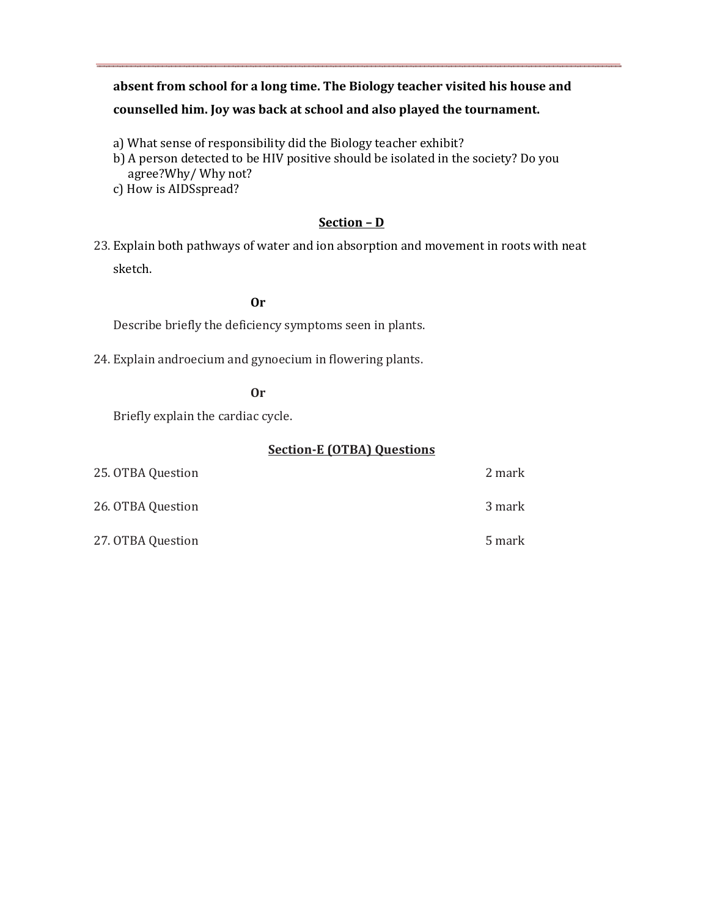**absent from school for a long time. The Biology teacher visited his house and counselled him. Joy was back at school and also played the tournament.**

a) What sense of responsibility did the Biology teacher exhibit?
b) A person detected to be HIV positive should be isolated in the society? Do you agree?Why/ Why not?
c) How is AIDSspread?

## Section – D

23. Explain both pathways of water and ion absorption and movement in roots with neat sketch.

**Or**

Describe briefly the deficiency symptoms seen in plants.

24. Explain androecium and gynoecium in flowering plants.

**Or**

Briefly explain the cardiac cycle.

## Section-E (OTBA) Questions

25. OTBA Question 2 mark

26. OTBA Question 3 mark

27. OTBA Question 5 mark